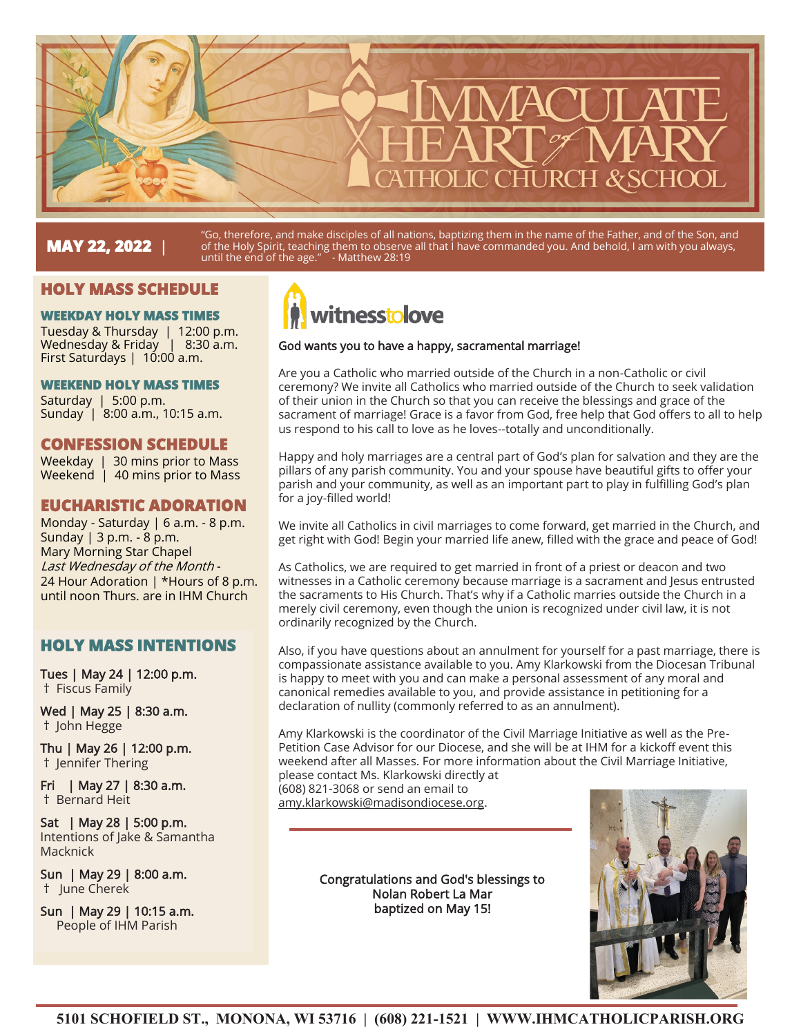# IMMACULATE HEART of MARY CATHOLIC CHURCH & SCHOOL

**MAY 22, 2022** | "Go, therefore, and make disciples of all nations, baptizing them in the name of the Father, and of the Son, and of the Holy Spirit, teaching them to observe all that I have commanded you. And behold, I am with you always, until the end of the age." - Matthew 28:19

## HOLY MASS SCHEDULE

### WEEKDAY HOLY MASS TIMES

Tuesday & Thursday | 12:00 p.m.
Wednesday & Friday | 8:30 a.m.
First Saturdays | 10:00 a.m.

### WEEKEND HOLY MASS TIMES

Saturday | 5:00 p.m.
Sunday | 8:00 a.m., 10:15 a.m.

## CONFESSION SCHEDULE

Weekday | 30 mins prior to Mass
Weekend | 40 mins prior to Mass

## EUCHARISTIC ADORATION

Monday - Saturday | 6 a.m. - 8 p.m.
Sunday | 3 p.m. - 8 p.m.
Mary Morning Star Chapel
*Last Wednesday of the Month* -
24 Hour Adoration | *Hours of 8 p.m. until noon Thurs. are in IHM Church

## HOLY MASS INTENTIONS

**Tues | May 24 | 12:00 p.m.**
† Fiscus Family

**Wed | May 25 | 8:30 a.m.**
† John Hegge

**Thu | May 26 | 12:00 p.m.**
† Jennifer Thering

**Fri | May 27 | 8:30 a.m.**
† Bernard Heit

**Sat | May 28 | 5:00 p.m.**
Intentions of Jake & Samantha Macknick

**Sun | May 29 | 8:00 a.m.**
† June Cherek

**Sun | May 29 | 10:15 a.m.**
People of IHM Parish

## witnesstolove

God wants you to have a happy, sacramental marriage!

Are you a Catholic who married outside of the Church in a non-Catholic or civil ceremony? We invite all Catholics who married outside of the Church to seek validation of their union in the Church so that you can receive the blessings and grace of the sacrament of marriage! Grace is a favor from God, free help that God offers to all to help us respond to his call to love as he loves--totally and unconditionally.

Happy and holy marriages are a central part of God's plan for salvation and they are the pillars of any parish community. You and your spouse have beautiful gifts to offer your parish and your community, as well as an important part to play in fulfilling God's plan for a joy-filled world!

We invite all Catholics in civil marriages to come forward, get married in the Church, and get right with God! Begin your married life anew, filled with the grace and peace of God!

As Catholics, we are required to get married in front of a priest or deacon and two witnesses in a Catholic ceremony because marriage is a sacrament and Jesus entrusted the sacraments to His Church. That's why if a Catholic marries outside the Church in a merely civil ceremony, even though the union is recognized under civil law, it is not ordinarily recognized by the Church.

Also, if you have questions about an annulment for yourself for a past marriage, there is compassionate assistance available to you. Amy Klarkowski from the Diocesan Tribunal is happy to meet with you and can make a personal assessment of any moral and canonical remedies available to you, and provide assistance in petitioning for a declaration of nullity (commonly referred to as an annulment).

Amy Klarkowski is the coordinator of the Civil Marriage Initiative as well as the Pre-Petition Case Advisor for our Diocese, and she will be at IHM for a kickoff event this weekend after all Masses. For more information about the Civil Marriage Initiative, please contact Ms. Klarkowski directly at (608) 821-3068 or send an email to amy.klarkowski@madisondiocese.org.

---

Congratulations and God's blessings to Nolan Robert La Mar baptized on May 15!

5101 SCHOFIELD ST., MONONA, WI 53716 | (608) 221-1521 | WWW.IHMCATHOLICPARISH.ORG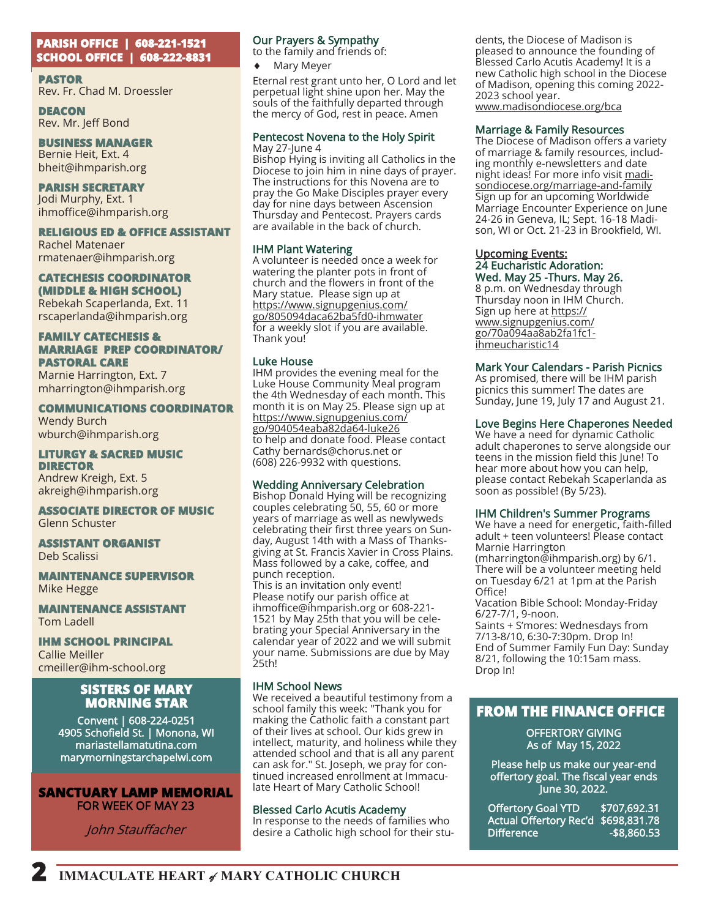**PARISH OFFICE | 608-221-1521**
**SCHOOL OFFICE | 608-222-8831**

**PASTOR**
Rev. Fr. Chad M. Droessler

**DEACON**
Rev. Mr. Jeff Bond

**BUSINESS MANAGER**
Bernie Heit, Ext. 4
bheit@ihmparish.org

**PARISH SECRETARY**
Jodi Murphy, Ext. 1
ihmoffice@ihmparish.org

**RELIGIOUS ED & OFFICE ASSISTANT**
Rachel Matenaer
rmatenaer@ihmparish.org

**CATECHESIS COORDINATOR (MIDDLE & HIGH SCHOOL)**
Rebekah Scaperlanda, Ext. 11
rscaperlanda@ihmparish.org

**FAMILY CATECHESIS & MARRIAGE PREP COORDINATOR/ PASTORAL CARE**
Marnie Harrington, Ext. 7
mharrington@ihmparish.org

**COMMUNICATIONS COORDINATOR**
Wendy Burch
wburch@ihmparish.org

**LITURGY & SACRED MUSIC DIRECTOR**
Andrew Kreigh, Ext. 5
akreigh@ihmparish.org

**ASSOCIATE DIRECTOR OF MUSIC**
Glenn Schuster

**ASSISTANT ORGANIST**
Deb Scalissi

**MAINTENANCE SUPERVISOR**
Mike Hegge

**MAINTENANCE ASSISTANT**
Tom Ladell

**IHM SCHOOL PRINCIPAL**
Callie Meiller
cmeiller@ihm-school.org

**SISTERS OF MARY MORNING STAR**
Convent | 608-224-0251
4905 Schofield St. | Monona, WI
mariastellamatutina.com
marymorningstarchapelwi.com

**SANCTUARY LAMP MEMORIAL**
FOR WEEK OF MAY 23

*John Stauffacher*

## Our Prayers & Sympathy

to the family and friends of:

- Mary Meyer

Eternal rest grant unto her, O Lord and let perpetual light shine upon her. May the souls of the faithfully departed through the mercy of God, rest in peace. Amen

## Pentecost Novena to the Holy Spirit

May 27-June 4
Bishop Hying is inviting all Catholics in the Diocese to join him in nine days of prayer. The instructions for this Novena are to pray the Go Make Disciples prayer every day for nine days between Ascension Thursday and Pentecost. Prayers cards are available in the back of church.

## IHM Plant Watering

A volunteer is needed once a week for watering the planter pots in front of church and the flowers in front of the Mary statue. Please sign up at https://www.signupgenius.com/go/805094daca62ba5fd0-ihmwater for a weekly slot if you are available. Thank you!

## Luke House

IHM provides the evening meal for the Luke House Community Meal program the 4th Wednesday of each month. This month it is on May 25. Please sign up at https://www.signupgenius.com/go/904054eaba82da64-luke26 to help and donate food. Please contact Cathy bernards@chorus.net or (608) 226-9932 with questions.

## Wedding Anniversary Celebration

Bishop Donald Hying will be recognizing couples celebrating 50, 55, 60 or more years of marriage as well as newlyweds celebrating their first three years on Sunday, August 14th with a Mass of Thanksgiving at St. Francis Xavier in Cross Plains. Mass followed by a cake, coffee, and punch reception.
This is an invitation only event!
Please notify our parish office at ihmoffice@ihmparish.org or 608-221-1521 by May 25th that you will be celebrating your Special Anniversary in the calendar year of 2022 and we will submit your name. Submissions are due by May 25th!

## IHM School News

We received a beautiful testimony from a school family this week: "Thank you for making the Catholic faith a constant part of their lives at school. Our kids grew in intellect, maturity, and holiness while they attended school and that is all any parent can ask for." St. Joseph, we pray for continued increased enrollment at Immaculate Heart of Mary Catholic School!

## Blessed Carlo Acutis Academy

In response to the needs of families who desire a Catholic high school for their students, the Diocese of Madison is pleased to announce the founding of Blessed Carlo Acutis Academy! It is a new Catholic high school in the Diocese of Madison, opening this coming 2022-2023 school year.
www.madisondiocese.org/bca

## Marriage & Family Resources

The Diocese of Madison offers a variety of marriage & family resources, including monthly e-newsletters and date night ideas! For more info visit madisondiocese.org/marriage-and-family
Sign up for an upcoming Worldwide Marriage Encounter Experience on June 24-26 in Geneva, IL; Sept. 16-18 Madison, WI or Oct. 21-23 in Brookfield, WI.

## Upcoming Events:

### 24 Eucharistic Adoration: Wed. May 25 -Thurs. May 26.

8 p.m. on Wednesday through Thursday noon in IHM Church.
Sign up here at https://www.signupgenius.com/go/70a094aa8ab2fa1fc1-ihmeucharistic14

## Mark Your Calendars - Parish Picnics

As promised, there will be IHM parish picnics this summer! The dates are Sunday, June 19, July 17 and August 21.

## Love Begins Here Chaperones Needed

We have a need for dynamic Catholic adult chaperones to serve alongside our teens in the mission field this June! To hear more about how you can help, please contact Rebekah Scaperlanda as soon as possible! (By 5/23).

## IHM Children's Summer Programs

We have a need for energetic, faith-filled adult + teen volunteers! Please contact Marnie Harrington (mharrington@ihmparish.org) by 6/1. There will be a volunteer meeting held on Tuesday 6/21 at 1pm at the Parish Office!
Vacation Bible School: Monday-Friday 6/27-7/1, 9-noon.
Saints + S'mores: Wednesdays from 7/13-8/10, 6:30-7:30pm. Drop In!
End of Summer Family Fun Day: Sunday 8/21, following the 10:15am mass. Drop In!

## FROM THE FINANCE OFFICE

OFFERTORY GIVING
As of May 15, 2022

Please help us make our year-end offertory goal. The fiscal year ends June 30, 2022.

| | |
|---|---|
| Offertory Goal YTD | $707,692.31 |
| Actual Offertory Rec'd | $698,831.78 |
| Difference | -$8,860.53 |